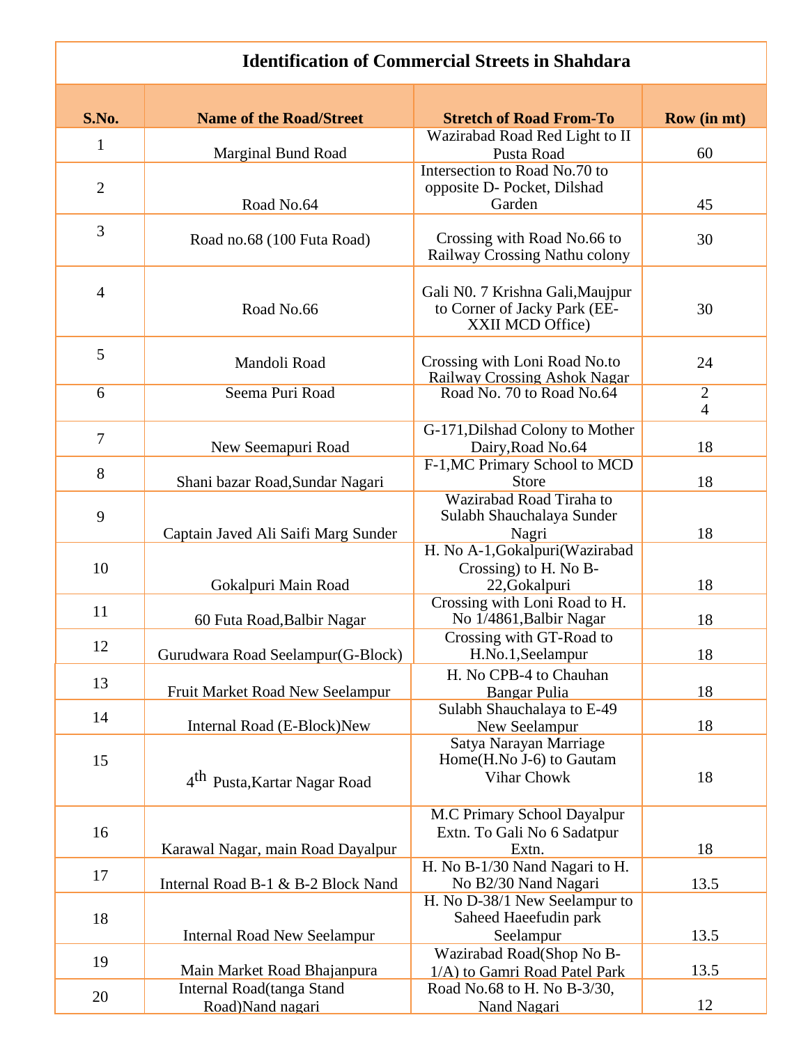| Identification of Commercial Streets in Shahdara | | | |
|---|---|---|---|
| **S.No.** | **Name of the Road/Street** | **Stretch of Road From-To** | **Row (in mt)** |
| 1 | Marginal Bund Road | Wazirabad Road Red Light to II Pusta Road | 60 |
| 2 | Road No.64 | Intersection to Road No.70 to opposite D- Pocket, Dilshad Garden | 45 |
| 3 | Road no.68 (100 Futa Road) | Crossing with Road No.66 to Railway Crossing Nathu colony | 30 |
| 4 | Road No.66 | Gali N0. 7 Krishna Gali,Maujpur to Corner of Jacky Park (EE-XXII MCD Office) | 30 |
| 5 | Mandoli Road | Crossing with Loni Road No.to Railway Crossing Ashok Nagar | 24 |
| 6 | Seema Puri Road | Road No. 70 to Road No.64 | 24 |
| 7 | New Seemapuri Road | G-171,Dilshad Colony to Mother Dairy,Road No.64 | 18 |
| 8 | Shani bazar Road,Sundar Nagari | F-1,MC Primary School to MCD Store | 18 |
| 9 | Captain Javed Ali Saifi Marg Sunder | Wazirabad Road Tiraha to Sulabh Shauchalaya Sunder Nagri | 18 |
| 10 | Gokalpuri Main Road | H. No A-1,Gokalpuri(Wazirabad Crossing) to H. No B-22,Gokalpuri | 18 |
| 11 | 60 Futa Road,Balbir Nagar | Crossing with Loni Road to H. No 1/4861,Balbir Nagar | 18 |
| 12 | Gurudwara Road Seelampur(G-Block) | Crossing with GT-Road to H.No.1,Seelampur | 18 |
| 13 | Fruit Market Road New Seelampur | H. No CPB-4 to Chauhan Bangar Pulia | 18 |
| 14 | Internal Road (E-Block)New | Sulabh Shauchalaya to E-49 New Seelampur | 18 |
| 15 | 4th Pusta,Kartar Nagar Road | Satya Narayan Marriage Home(H.No J-6) to Gautam Vihar Chowk | 18 |
| 16 | Karawal Nagar, main Road Dayalpur | M.C Primary School Dayalpur Extn. To Gali No 6 Sadatpur Extn. | 18 |
| 17 | Internal Road B-1 & B-2 Block Nand | H. No B-1/30 Nand Nagari to H. No B2/30 Nand Nagari | 13.5 |
| 18 | Internal Road New Seelampur | H. No D-38/1 New Seelampur to Saheed Haeefudin park Seelampur | 13.5 |
| 19 | Main Market Road Bhajanpura | Wazirabad Road(Shop No B-1/A) to Gamri Road Patel Park | 13.5 |
| 20 | Internal Road(tanga Stand Road)Nand nagari | Road No.68 to H. No B-3/30, Nand Nagari | 12 |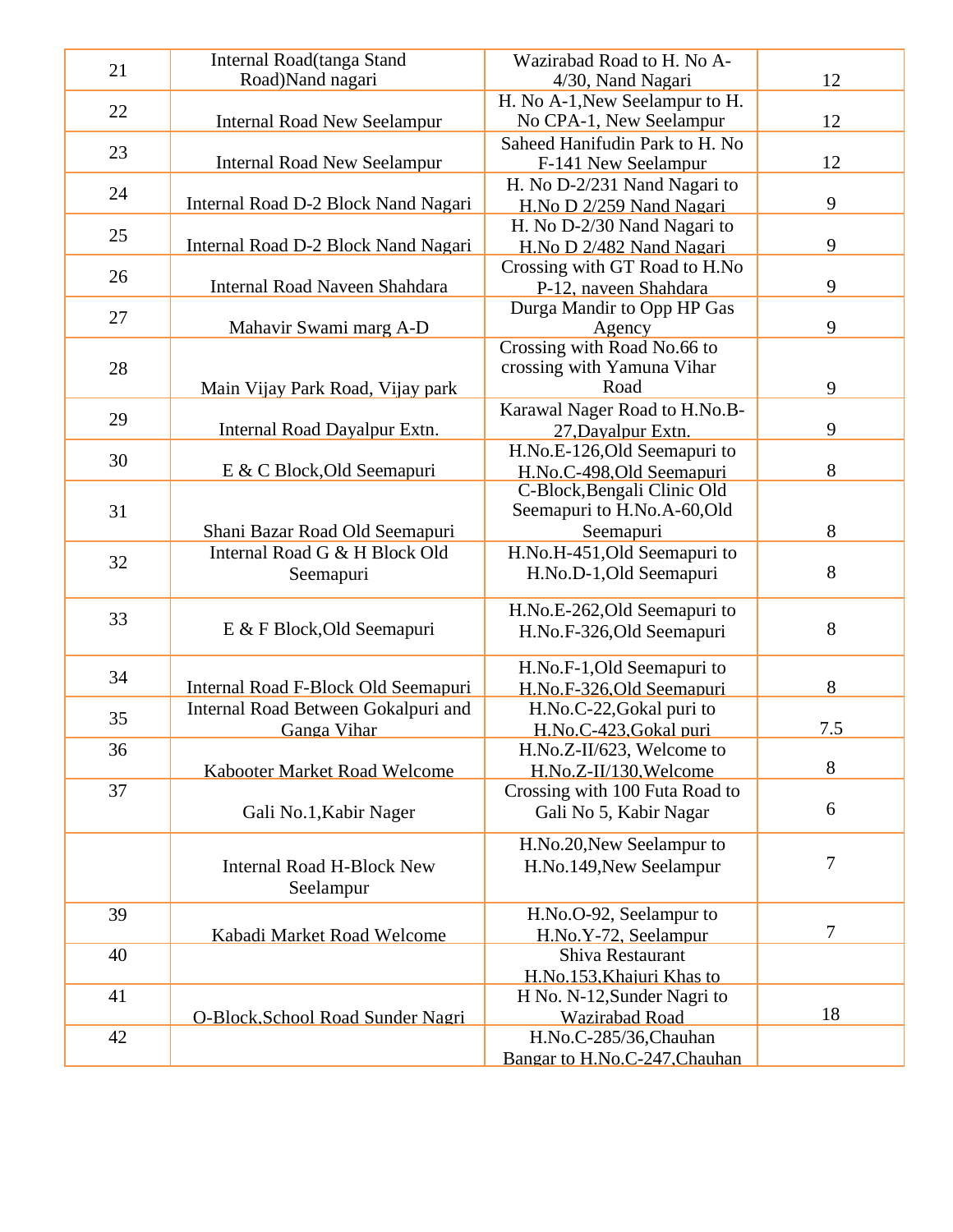| 21 | Internal Road(tanga Stand Road)Nand nagari | Wazirabad Road to H. No A-4/30, Nand Nagari | 12 |
|---|---|---|---|
| 22 | Internal Road New Seelampur | H. No A-1,New Seelampur to H. No CPA-1, New Seelampur | 12 |
| 23 | Internal Road New Seelampur | Saheed Hanifudin Park to H. No F-141 New Seelampur | 12 |
| 24 | Internal Road D-2 Block Nand Nagari | H. No D-2/231 Nand Nagari to H.No D 2/259 Nand Nagari | 9 |
| 25 | Internal Road D-2 Block Nand Nagari | H. No D-2/30 Nand Nagari to H.No D 2/482 Nand Nagari | 9 |
| 26 | Internal Road Naveen Shahdara | Crossing with GT Road to H.No P-12, naveen Shahdara | 9 |
| 27 | Mahavir Swami marg A-D | Durga Mandir to Opp HP Gas Agency | 9 |
| 28 | Main Vijay Park Road, Vijay park | Crossing with Road No.66 to crossing with Yamuna Vihar Road | 9 |
| 29 | Internal Road Dayalpur Extn. | Karawal Nager Road to H.No.B-27,Dayalpur Extn. | 9 |
| 30 | E & C Block,Old Seemapuri | H.No.E-126,Old Seemapuri to H.No.C-498,Old Seemapuri | 8 |
| 31 | Shani Bazar Road Old Seemapuri | C-Block,Bengali Clinic Old Seemapuri to H.No.A-60,Old Seemapuri | 8 |
| 32 | Internal Road G & H Block Old Seemapuri | H.No.H-451,Old Seemapuri to H.No.D-1,Old Seemapuri | 8 |
| 33 | E & F Block,Old Seemapuri | H.No.E-262,Old Seemapuri to H.No.F-326,Old Seemapuri | 8 |
| 34 | Internal Road F-Block Old Seemapuri | H.No.F-1,Old Seemapuri to H.No.F-326,Old Seemapuri | 8 |
| 35 | Internal Road Between Gokalpuri and Ganga Vihar | H.No.C-22,Gokal puri to H.No.C-423,Gokal puri | 7.5 |
| 36 | Kabooter Market Road Welcome | H.No.Z-II/623, Welcome to H.No.Z-II/130,Welcome | 8 |
| 37 | Gali No.1,Kabir Nager | Crossing with 100 Futa Road to Gali No 5, Kabir Nagar | 6 |
| | Internal Road H-Block New Seelampur | H.No.20,New Seelampur to H.No.149,New Seelampur | 7 |
| 39 | Kabadi Market Road Welcome | H.No.O-92, Seelampur to H.No.Y-72, Seelampur | 7 |
| 40 | | Shiva Restaurant H.No.153,Khajuri Khas to | |
| 41 | O-Block,School Road Sunder Nagri | H No. N-12,Sunder Nagri to Wazirabad Road | 18 |
| 42 | | H.No.C-285/36,Chauhan Bangar to H.No.C-247,Chauhan | |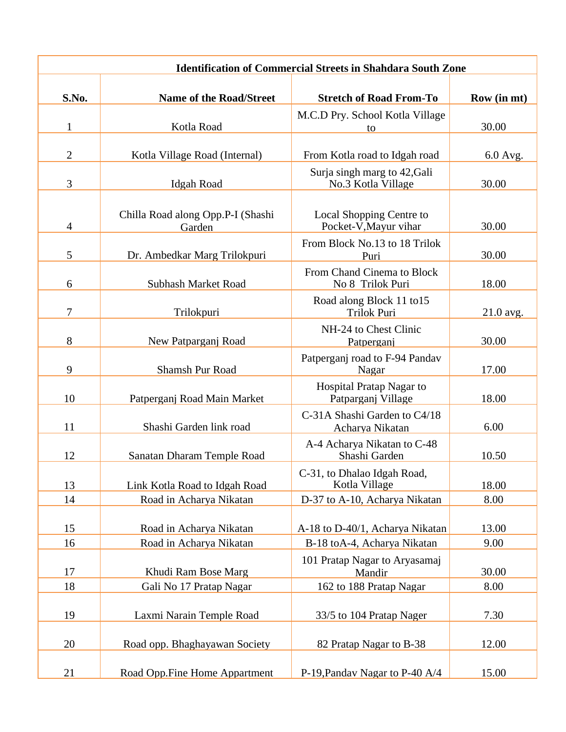| Identification of Commercial Streets in Shahdara South Zone | | | |
|---|---|---|---|
| **S.No.** | **Name of the Road/Street** | **Stretch of Road From-To** | **Row (in mt)** |
| 1 | Kotla Road | M.C.D Pry. School Kotla Village to | 30.00 |
| 2 | Kotla Village Road (Internal) | From Kotla road to Idgah road | 6.0 Avg. |
| 3 | Idgah Road | Surja singh marg to 42,Gali No.3 Kotla Village | 30.00 |
| 4 | Chilla Road along Opp.P-I (Shashi Garden | Local Shopping Centre to Pocket-V,Mayur vihar | 30.00 |
| 5 | Dr. Ambedkar Marg Trilokpuri | From Block No.13 to 18 Trilok Puri | 30.00 |
| 6 | Subhash Market Road | From Chand Cinema to Block No 8 Trilok Puri | 18.00 |
| 7 | Trilokpuri | Road along Block 11 to15 Trilok Puri | 21.0 avg. |
| 8 | New Patparganj Road | NH-24 to Chest Clinic Patperganj | 30.00 |
| 9 | Shamsh Pur Road | Patperganj road to F-94 Pandav Nagar | 17.00 |
| 10 | Patperganj Road Main Market | Hospital Pratap Nagar to Patparganj Village | 18.00 |
| 11 | Shashi Garden link road | C-31A Shashi Garden to C4/18 Acharya Nikatan | 6.00 |
| 12 | Sanatan Dharam Temple Road | A-4 Acharya Nikatan to C-48 Shashi Garden | 10.50 |
| 13 | Link Kotla Road to Idgah Road | C-31, to Dhalao Idgah Road, Kotla Village | 18.00 |
| 14 | Road in Acharya Nikatan | D-37 to A-10, Acharya Nikatan | 8.00 |
| 15 | Road in Acharya Nikatan | A-18 to D-40/1, Acharya Nikatan | 13.00 |
| 16 | Road in Acharya Nikatan | B-18 toA-4, Acharya Nikatan | 9.00 |
| 17 | Khudi Ram Bose Marg | 101 Pratap Nagar to Aryasamaj Mandir | 30.00 |
| 18 | Gali No 17 Pratap Nagar | 162 to 188 Pratap Nagar | 8.00 |
| 19 | Laxmi Narain Temple Road | 33/5 to 104 Pratap Nager | 7.30 |
| 20 | Road opp. Bhaghayawan Society | 82 Pratap Nagar to B-38 | 12.00 |
| 21 | Road Opp.Fine Home Appartment | P-19,Pandav Nagar to P-40 A/4 | 15.00 |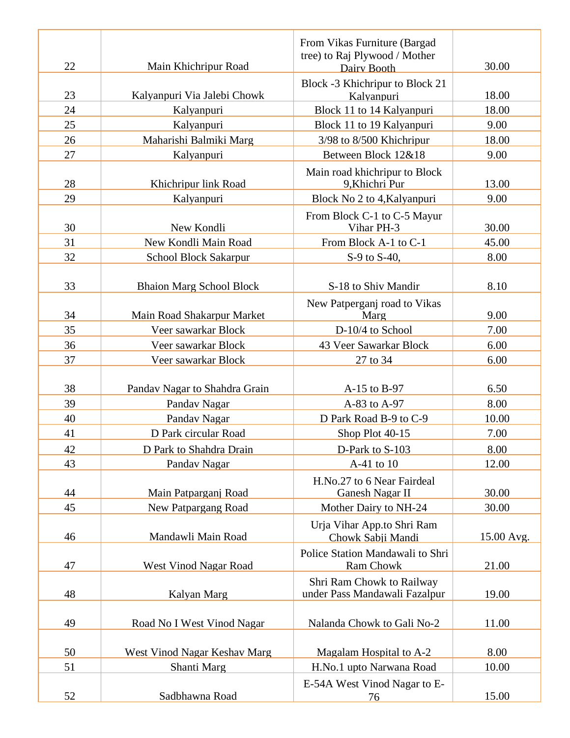| | | | |
|---|---|---|---|
| 22 | Main Khichripur Road | From Vikas Furniture (Bargad tree) to Raj Plywood / Mother Dairy Booth | 30.00 |
| 23 | Kalyanpuri Via Jalebi Chowk | Block -3 Khichripur to Block 21 Kalyanpuri | 18.00 |
| 24 | Kalyanpuri | Block 11 to 14 Kalyanpuri | 18.00 |
| 25 | Kalyanpuri | Block 11 to 19 Kalyanpuri | 9.00 |
| 26 | Maharishi Balmiki Marg | 3/98 to 8/500 Khichripur | 18.00 |
| 27 | Kalyanpuri | Between Block 12&18 | 9.00 |
| 28 | Khichripur link Road | Main road khichripur to Block 9,Khichri Pur | 13.00 |
| 29 | Kalyanpuri | Block No 2 to 4,Kalyanpuri | 9.00 |
| 30 | New Kondli | From Block C-1 to C-5 Mayur Vihar PH-3 | 30.00 |
| 31 | New Kondli Main Road | From Block A-1 to C-1 | 45.00 |
| 32 | School Block Sakarpur | S-9 to S-40, | 8.00 |
| 33 | Bhaion Marg School Block | S-18 to Shiv Mandir | 8.10 |
| 34 | Main Road Shakarpur Market | New Patperganj road to Vikas Marg | 9.00 |
| 35 | Veer sawarkar Block | D-10/4 to School | 7.00 |
| 36 | Veer sawarkar Block | 43 Veer Sawarkar Block | 6.00 |
| 37 | Veer sawarkar Block | 27 to 34 | 6.00 |
| 38 | Pandav Nagar to Shahdra Grain | A-15 to B-97 | 6.50 |
| 39 | Pandav Nagar | A-83 to A-97 | 8.00 |
| 40 | Pandav Nagar | D Park Road B-9 to C-9 | 10.00 |
| 41 | D Park circular Road | Shop Plot 40-15 | 7.00 |
| 42 | D Park to Shahdra Drain | D-Park to S-103 | 8.00 |
| 43 | Pandav Nagar | A-41 to 10 | 12.00 |
| 44 | Main Patparganj Road | H.No.27 to 6 Near Fairdeal Ganesh Nagar II | 30.00 |
| 45 | New Patpargang Road | Mother Dairy to NH-24 | 30.00 |
| 46 | Mandawli Main Road | Urja Vihar App.to Shri Ram Chowk Sabji Mandi | 15.00 Avg. |
| 47 | West Vinod Nagar Road | Police Station Mandawali to Shri Ram Chowk | 21.00 |
| 48 | Kalyan Marg | Shri Ram Chowk to Railway under Pass Mandawali Fazalpur | 19.00 |
| 49 | Road No I West Vinod Nagar | Nalanda Chowk to Gali No-2 | 11.00 |
| 50 | West Vinod Nagar Keshav Marg | Magalam Hospital to A-2 | 8.00 |
| 51 | Shanti Marg | H.No.1 upto Narwana Road | 10.00 |
| 52 | Sadbhawna Road | E-54A West Vinod Nagar to E-76 | 15.00 |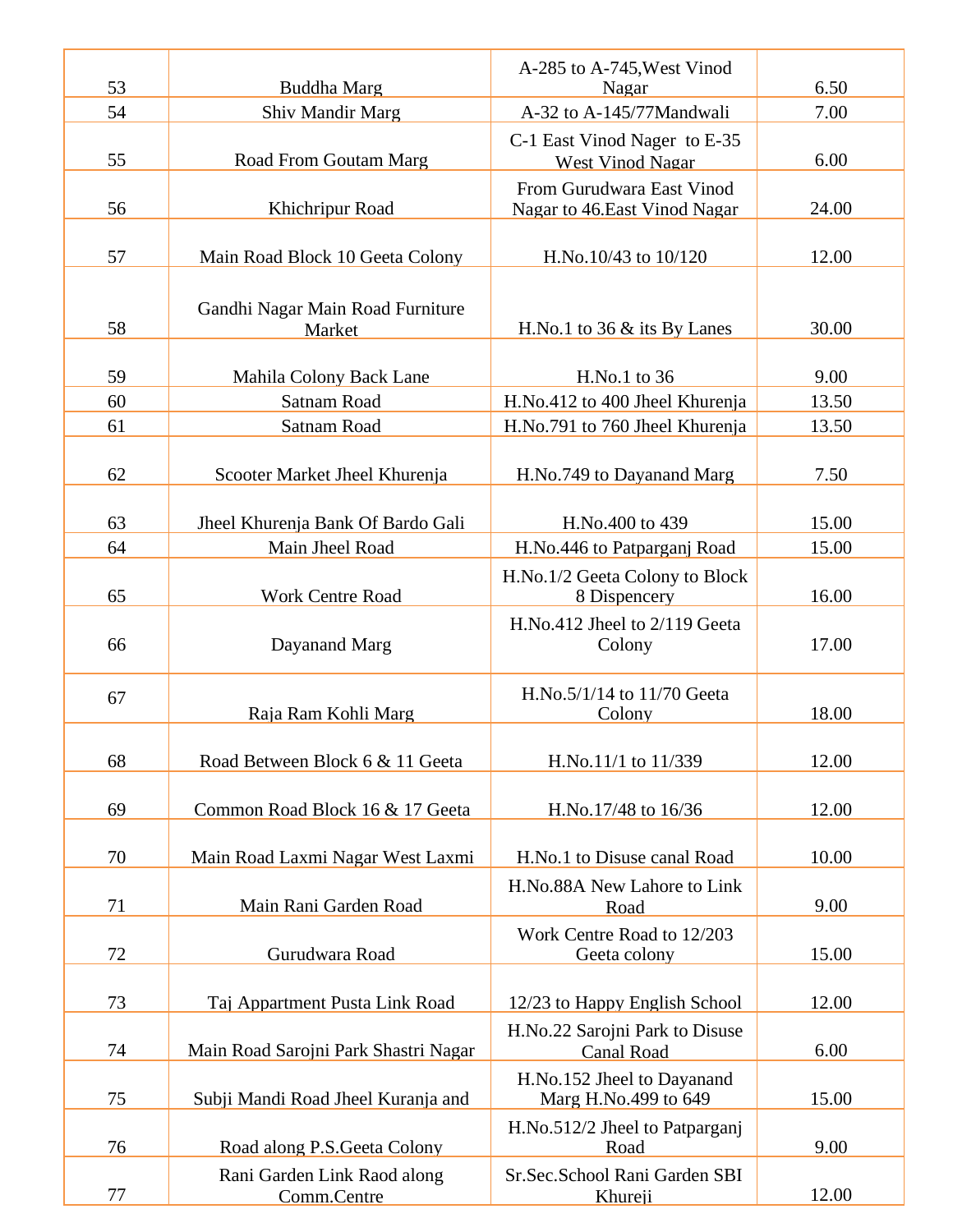| | | | |
|---|---|---|---|
| 53 | Buddha Marg | A-285 to A-745,West Vinod Nagar | 6.50 |
| 54 | Shiv Mandir Marg | A-32 to A-145/77Mandwali | 7.00 |
| 55 | Road From Goutam Marg | C-1 East Vinod Nager to E-35 West Vinod Nagar | 6.00 |
| 56 | Khichripur Road | From Gurudwara East Vinod Nagar to 46.East Vinod Nagar | 24.00 |
| 57 | Main Road Block 10 Geeta Colony | H.No.10/43 to 10/120 | 12.00 |
| 58 | Gandhi Nagar Main Road Furniture Market | H.No.1 to 36 & its By Lanes | 30.00 |
| 59 | Mahila Colony Back Lane | H.No.1 to 36 | 9.00 |
| 60 | Satnam Road | H.No.412 to 400 Jheel Khurenja | 13.50 |
| 61 | Satnam Road | H.No.791 to 760 Jheel Khurenja | 13.50 |
| 62 | Scooter Market Jheel Khurenja | H.No.749 to Dayanand Marg | 7.50 |
| 63 | Jheel Khurenja Bank Of Bardo Gali | H.No.400 to 439 | 15.00 |
| 64 | Main Jheel Road | H.No.446 to Patparganj Road | 15.00 |
| 65 | Work Centre Road | H.No.1/2 Geeta Colony to Block 8 Dispencery | 16.00 |
| 66 | Dayanand Marg | H.No.412 Jheel to 2/119 Geeta Colony | 17.00 |
| 67 | Raja Ram Kohli Marg | H.No.5/1/14 to 11/70 Geeta Colony | 18.00 |
| 68 | Road Between Block 6 & 11 Geeta | H.No.11/1 to 11/339 | 12.00 |
| 69 | Common Road Block 16 & 17 Geeta | H.No.17/48 to 16/36 | 12.00 |
| 70 | Main Road Laxmi Nagar West Laxmi | H.No.1 to Disuse canal Road | 10.00 |
| 71 | Main Rani Garden Road | H.No.88A New Lahore to Link Road | 9.00 |
| 72 | Gurudwara Road | Work Centre Road to 12/203 Geeta colony | 15.00 |
| 73 | Taj Appartment Pusta Link Road | 12/23 to Happy English School | 12.00 |
| 74 | Main Road Sarojni Park Shastri Nagar | H.No.22 Sarojni Park to Disuse Canal Road | 6.00 |
| 75 | Subji Mandi Road Jheel Kuranja and | H.No.152 Jheel to Dayanand Marg H.No.499 to 649 | 15.00 |
| 76 | Road along P.S.Geeta Colony | H.No.512/2 Jheel to Patparganj Road | 9.00 |
| 77 | Rani Garden Link Raod along Comm.Centre | Sr.Sec.School Rani Garden SBI Khureji | 12.00 |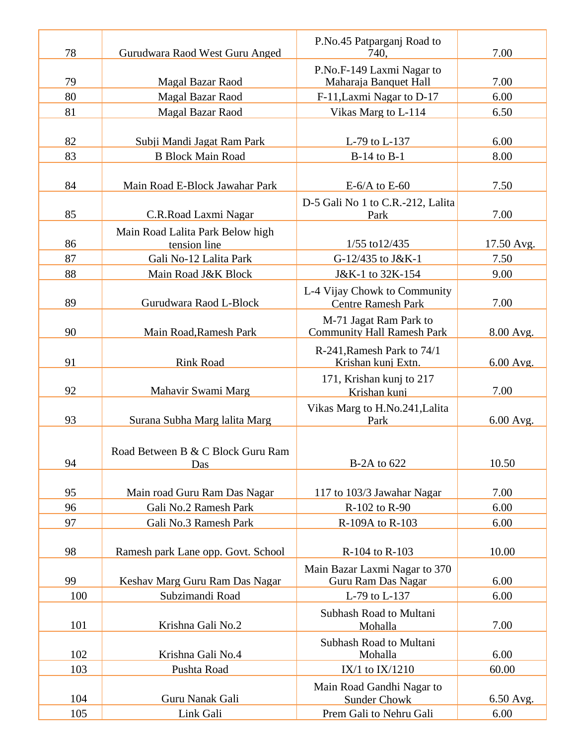| 78 | Gurudwara Raod West Guru Anged | P.No.45 Patparganj Road to 740, | 7.00 |
|---|---|---|---|
| 79 | Magal Bazar Raod | P.No.F-149 Laxmi Nagar to Maharaja Banquet Hall | 7.00 |
| 80 | Magal Bazar Raod | F-11,Laxmi Nagar to D-17 | 6.00 |
| 81 | Magal Bazar Raod | Vikas Marg to L-114 | 6.50 |
| 82 | Subji Mandi Jagat Ram Park | L-79 to L-137 | 6.00 |
| 83 | B Block Main Road | B-14 to B-1 | 8.00 |
| 84 | Main Road E-Block Jawahar Park | E-6/A to E-60 | 7.50 |
| 85 | C.R.Road Laxmi Nagar | D-5 Gali No 1 to C.R.-212, Lalita Park | 7.00 |
| 86 | Main Road Lalita Park Below high tension line | 1/55 to12/435 | 17.50 Avg. |
| 87 | Gali No-12 Lalita Park | G-12/435 to J&K-1 | 7.50 |
| 88 | Main Road J&K Block | J&K-1 to 32K-154 | 9.00 |
| 89 | Gurudwara Raod L-Block | L-4 Vijay Chowk to Community Centre Ramesh Park | 7.00 |
| 90 | Main Road,Ramesh Park | M-71 Jagat Ram Park to Community Hall Ramesh Park | 8.00 Avg. |
| 91 | Rink Road | R-241,Ramesh Park to 74/1 Krishan kunj Extn. | 6.00 Avg. |
| 92 | Mahavir Swami Marg | 171, Krishan kunj to 217 Krishan kunj | 7.00 |
| 93 | Surana Subha Marg lalita Marg | Vikas Marg to H.No.241,Lalita Park | 6.00 Avg. |
| 94 | Road Between B & C Block Guru Ram Das | B-2A to 622 | 10.50 |
| 95 | Main road Guru Ram Das Nagar | 117 to 103/3 Jawahar Nagar | 7.00 |
| 96 | Gali No.2 Ramesh Park | R-102 to R-90 | 6.00 |
| 97 | Gali No.3 Ramesh Park | R-109A to R-103 | 6.00 |
| 98 | Ramesh park Lane opp. Govt. School | R-104 to R-103 | 10.00 |
| 99 | Keshav Marg Guru Ram Das Nagar | Main Bazar Laxmi Nagar to 370 Guru Ram Das Nagar | 6.00 |
| 100 | Subzimandi Road | L-79 to L-137 | 6.00 |
| 101 | Krishna Gali No.2 | Subhash Road to Multani Mohalla | 7.00 |
| 102 | Krishna Gali No.4 | Subhash Road to Multani Mohalla | 6.00 |
| 103 | Pushta Road | IX/1 to IX/1210 | 60.00 |
| 104 | Guru Nanak Gali | Main Road Gandhi Nagar to Sunder Chowk | 6.50 Avg. |
| 105 | Link Gali | Prem Gali to Nehru Gali | 6.00 |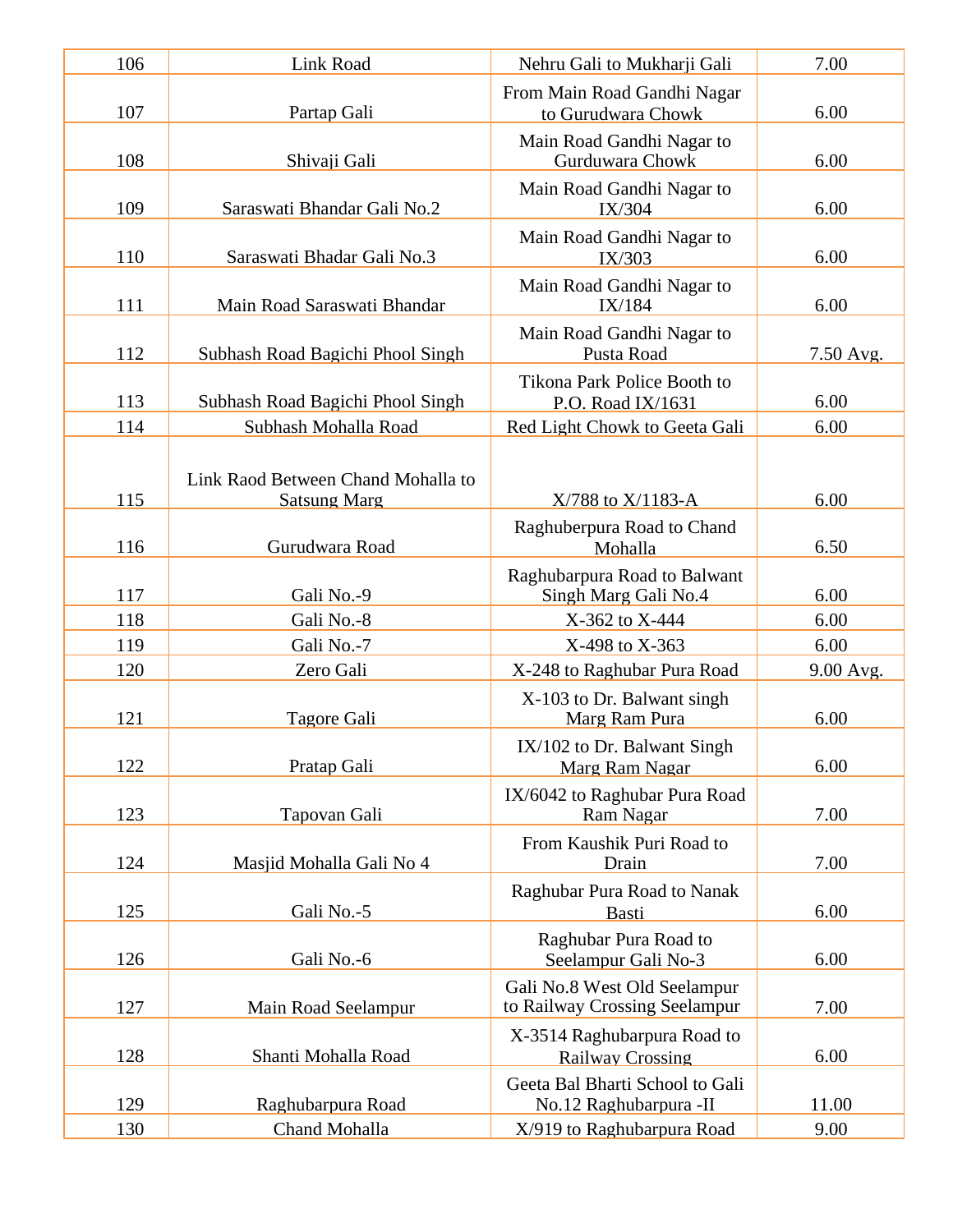| 106 | Link Road | Nehru Gali to Mukharji Gali | 7.00 |
|---|---|---|---|
| 107 | Partap Gali | From Main Road Gandhi Nagar to Gurudwara Chowk | 6.00 |
| 108 | Shivaji Gali | Main Road Gandhi Nagar to Gurduwara Chowk | 6.00 |
| 109 | Saraswati Bhandar Gali No.2 | Main Road Gandhi Nagar to IX/304 | 6.00 |
| 110 | Saraswati Bhadar Gali No.3 | Main Road Gandhi Nagar to IX/303 | 6.00 |
| 111 | Main Road Saraswati Bhandar | Main Road Gandhi Nagar to IX/184 | 6.00 |
| 112 | Subhash Road Bagichi Phool Singh | Main Road Gandhi Nagar to Pusta Road | 7.50 Avg. |
| 113 | Subhash Road Bagichi Phool Singh | Tikona Park Police Booth to P.O. Road IX/1631 | 6.00 |
| 114 | Subhash Mohalla Road | Red Light Chowk to Geeta Gali | 6.00 |
| 115 | Link Raod Between Chand Mohalla to Satsung Marg | X/788 to X/1183-A | 6.00 |
| 116 | Gurudwara Road | Raghuberpura Road to Chand Mohalla | 6.50 |
| 117 | Gali No.-9 | Raghubarpura Road to Balwant Singh Marg Gali No.4 | 6.00 |
| 118 | Gali No.-8 | X-362 to X-444 | 6.00 |
| 119 | Gali No.-7 | X-498 to X-363 | 6.00 |
| 120 | Zero Gali | X-248 to Raghubar Pura Road | 9.00 Avg. |
| 121 | Tagore Gali | X-103 to Dr. Balwant singh Marg Ram Pura | 6.00 |
| 122 | Pratap Gali | IX/102 to Dr. Balwant Singh Marg Ram Nagar | 6.00 |
| 123 | Tapovan Gali | IX/6042 to Raghubar Pura Road Ram Nagar | 7.00 |
| 124 | Masjid Mohalla Gali No 4 | From Kaushik Puri Road to Drain | 7.00 |
| 125 | Gali No.-5 | Raghubar Pura Road to Nanak Basti | 6.00 |
| 126 | Gali No.-6 | Raghubar Pura Road to Seelampur Gali No-3 | 6.00 |
| 127 | Main Road Seelampur | Gali No.8 West Old Seelampur to Railway Crossing Seelampur | 7.00 |
| 128 | Shanti Mohalla Road | X-3514 Raghubarpura Road to Railway Crossing | 6.00 |
| 129 | Raghubarpura Road | Geeta Bal Bharti School to Gali No.12 Raghubarpura -II | 11.00 |
| 130 | Chand Mohalla | X/919 to Raghubarpura Road | 9.00 |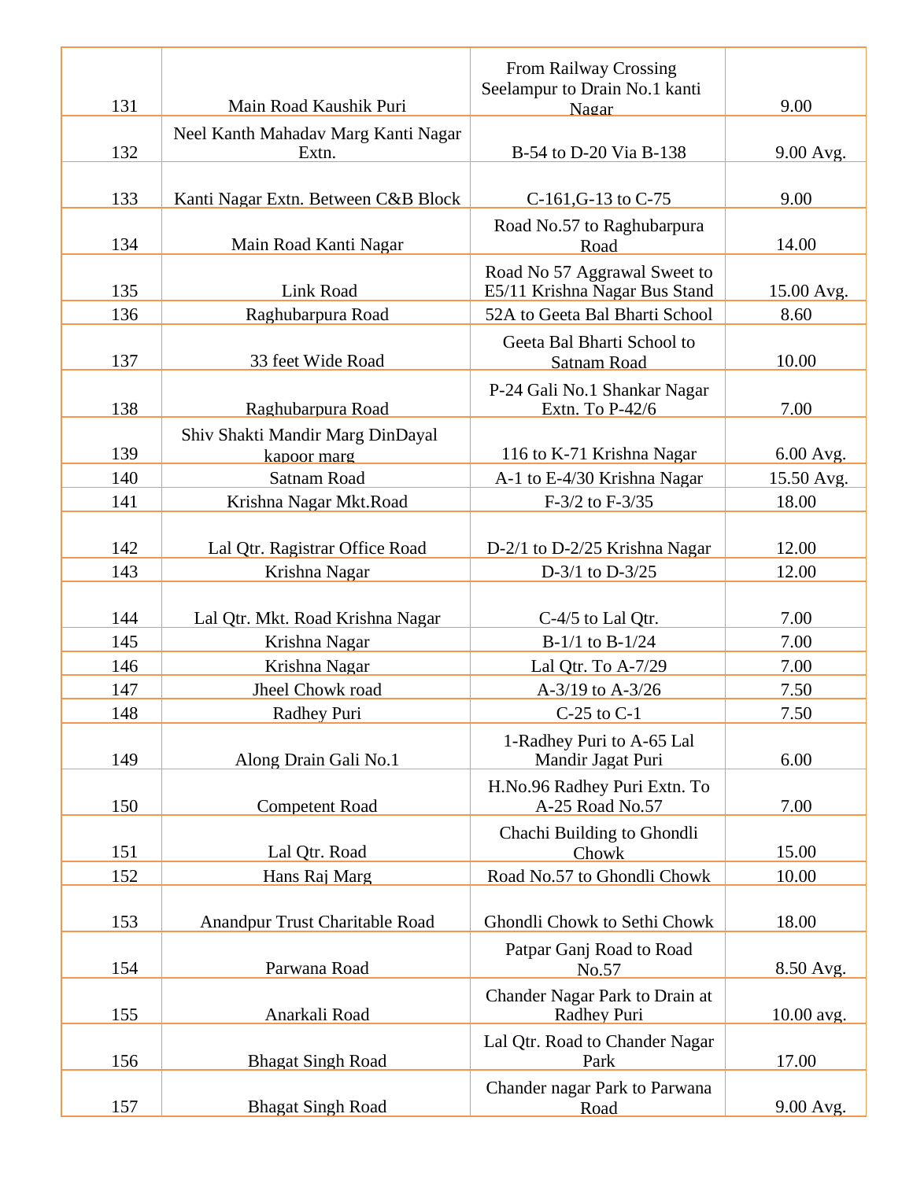| | | | |
|---|---|---|---|
| 131 | Main Road Kaushik Puri | From Railway Crossing Seelampur to Drain No.1 kanti Nagar | 9.00 |
| 132 | Neel Kanth Mahadav Marg Kanti Nagar Extn. | B-54 to D-20 Via B-138 | 9.00 Avg. |
| 133 | Kanti Nagar Extn. Between C&B Block | C-161,G-13 to C-75 | 9.00 |
| 134 | Main Road Kanti Nagar | Road No.57 to Raghubarpura Road | 14.00 |
| 135 | Link Road | Road No 57 Aggrawal Sweet to E5/11 Krishna Nagar Bus Stand | 15.00 Avg. |
| 136 | Raghubarpura Road | 52A to Geeta Bal Bharti School | 8.60 |
| 137 | 33 feet Wide Road | Geeta Bal Bharti School to Satnam Road | 10.00 |
| 138 | Raghubarpura Road | P-24 Gali No.1 Shankar Nagar Extn. To P-42/6 | 7.00 |
| 139 | Shiv Shakti Mandir Marg DinDayal kapoor marg | 116 to K-71 Krishna Nagar | 6.00 Avg. |
| 140 | Satnam Road | A-1 to E-4/30 Krishna Nagar | 15.50 Avg. |
| 141 | Krishna Nagar Mkt.Road | F-3/2 to F-3/35 | 18.00 |
| 142 | Lal Qtr. Ragistrar Office Road | D-2/1 to D-2/25 Krishna Nagar | 12.00 |
| 143 | Krishna Nagar | D-3/1 to D-3/25 | 12.00 |
| 144 | Lal Qtr. Mkt. Road Krishna Nagar | C-4/5 to Lal Qtr. | 7.00 |
| 145 | Krishna Nagar | B-1/1 to B-1/24 | 7.00 |
| 146 | Krishna Nagar | Lal Qtr. To A-7/29 | 7.00 |
| 147 | Jheel Chowk road | A-3/19 to A-3/26 | 7.50 |
| 148 | Radhey Puri | C-25 to C-1 | 7.50 |
| 149 | Along Drain Gali No.1 | 1-Radhey Puri to A-65 Lal Mandir Jagat Puri | 6.00 |
| 150 | Competent Road | H.No.96 Radhey Puri Extn. To A-25 Road No.57 | 7.00 |
| 151 | Lal Qtr. Road | Chachi Building to Ghondli Chowk | 15.00 |
| 152 | Hans Raj Marg | Road No.57 to Ghondli Chowk | 10.00 |
| 153 | Anandpur Trust Charitable Road | Ghondli Chowk to Sethi Chowk | 18.00 |
| 154 | Parwana Road | Patpar Ganj Road to Road No.57 | 8.50 Avg. |
| 155 | Anarkali Road | Chander Nagar Park to Drain at Radhey Puri | 10.00 avg. |
| 156 | Bhagat Singh Road | Lal Qtr. Road to Chander Nagar Park | 17.00 |
| 157 | Bhagat Singh Road | Chander nagar Park to Parwana Road | 9.00 Avg. |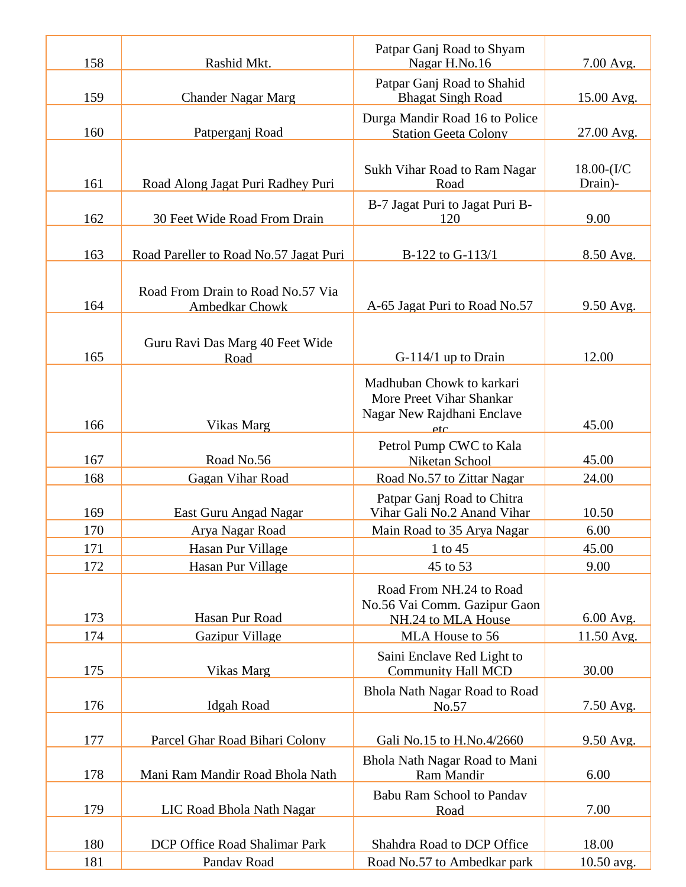| 158 | Rashid Mkt. | Patpar Ganj Road to Shyam Nagar H.No.16 | 7.00 Avg. |
|---|---|---|---|
| 159 | Chander Nagar Marg | Patpar Ganj Road to Shahid Bhagat Singh Road | 15.00 Avg. |
| 160 | Patperganj Road | Durga Mandir Road 16 to Police Station Geeta Colony | 27.00 Avg. |
| 161 | Road Along Jagat Puri Radhey Puri | Sukh Vihar Road to Ram Nagar Road | 18.00-(I/C Drain)- |
| 162 | 30 Feet Wide Road From Drain | B-7 Jagat Puri to Jagat Puri B-120 | 9.00 |
| 163 | Road Pareller to Road No.57 Jagat Puri | B-122 to G-113/1 | 8.50 Avg. |
| 164 | Road From Drain to Road No.57 Via Ambedkar Chowk | A-65 Jagat Puri to Road No.57 | 9.50 Avg. |
| 165 | Guru Ravi Das Marg 40 Feet Wide Road | G-114/1 up to Drain | 12.00 |
| 166 | Vikas Marg | Madhuban Chowk to karkari More Preet Vihar Shankar Nagar New Rajdhani Enclave etc. | 45.00 |
| 167 | Road No.56 | Petrol Pump CWC to Kala Niketan School | 45.00 |
| 168 | Gagan Vihar Road | Road No.57 to Zittar Nagar | 24.00 |
| 169 | East Guru Angad Nagar | Patpar Ganj Road to Chitra Vihar Gali No.2 Anand Vihar | 10.50 |
| 170 | Arya Nagar Road | Main Road to 35 Arya Nagar | 6.00 |
| 171 | Hasan Pur Village | 1 to 45 | 45.00 |
| 172 | Hasan Pur Village | 45 to 53 | 9.00 |
| 173 | Hasan Pur Road | Road From NH.24 to Road No.56 Vai Comm. Gazipur Gaon NH.24 to MLA House | 6.00 Avg. |
| 174 | Gazipur Village | MLA House to 56 | 11.50 Avg. |
| 175 | Vikas Marg | Saini Enclave Red Light to Community Hall MCD | 30.00 |
| 176 | Idgah Road | Bhola Nath Nagar Road to Road No.57 | 7.50 Avg. |
| 177 | Parcel Ghar Road Bihari Colony | Gali No.15 to H.No.4/2660 | 9.50 Avg. |
| 178 | Mani Ram Mandir Road Bhola Nath | Bhola Nath Nagar Road to Mani Ram Mandir | 6.00 |
| 179 | LIC Road Bhola Nath Nagar | Babu Ram School to Pandav Road | 7.00 |
| 180 | DCP Office Road Shalimar Park | Shahdra Road to DCP Office | 18.00 |
| 181 | Pandav Road | Road No.57 to Ambedkar park | 10.50 avg. |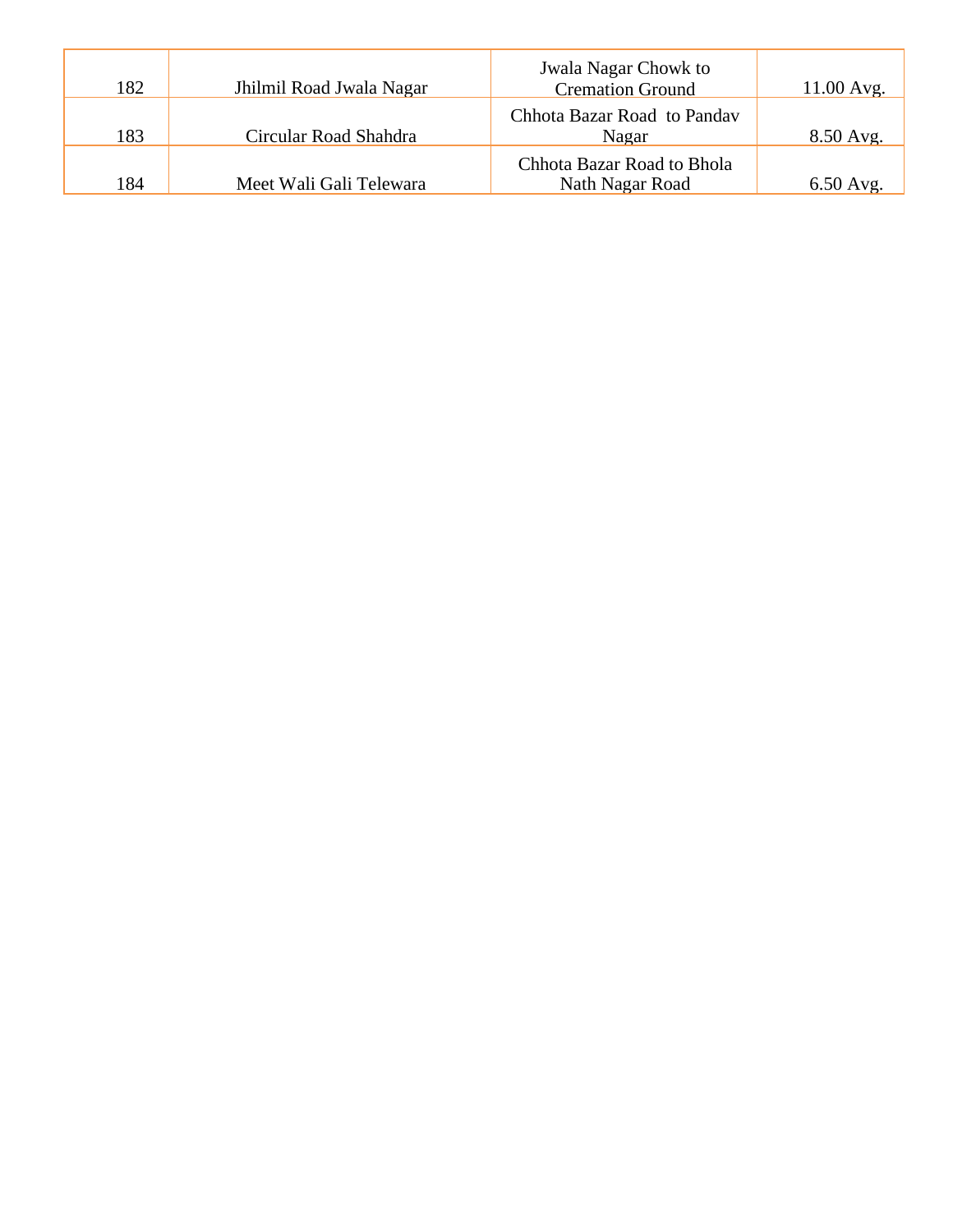| | | | |
|---|---|---|---|
| 182 | Jhilmil Road Jwala Nagar | Jwala Nagar Chowk to Cremation Ground | 11.00 Avg. |
| 183 | Circular Road Shahdra | Chhota Bazar Road to Pandav Nagar | 8.50 Avg. |
| 184 | Meet Wali Gali Telewara | Chhota Bazar Road to Bhola Nath Nagar Road | 6.50 Avg. |